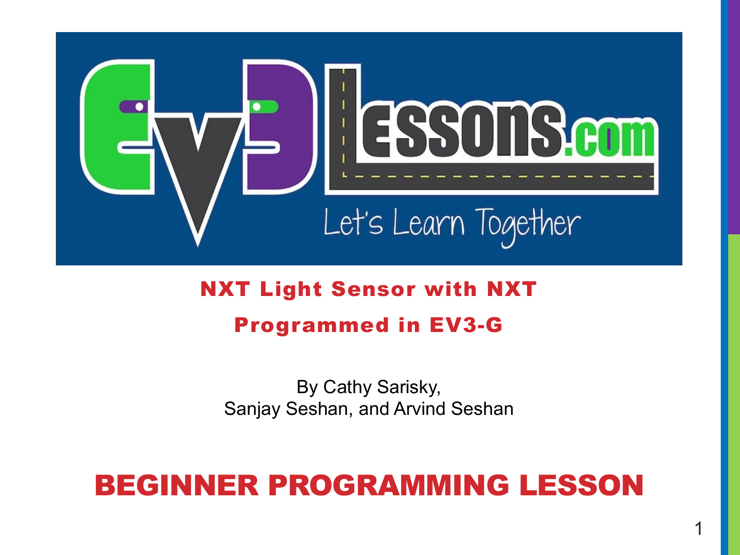# NXT Light Sensor with NXT Programmed in EV3-G

By Cathy Sarisky,
Sanjay Seshan, and Arvind Seshan

## BEGINNER PROGRAMMING LESSON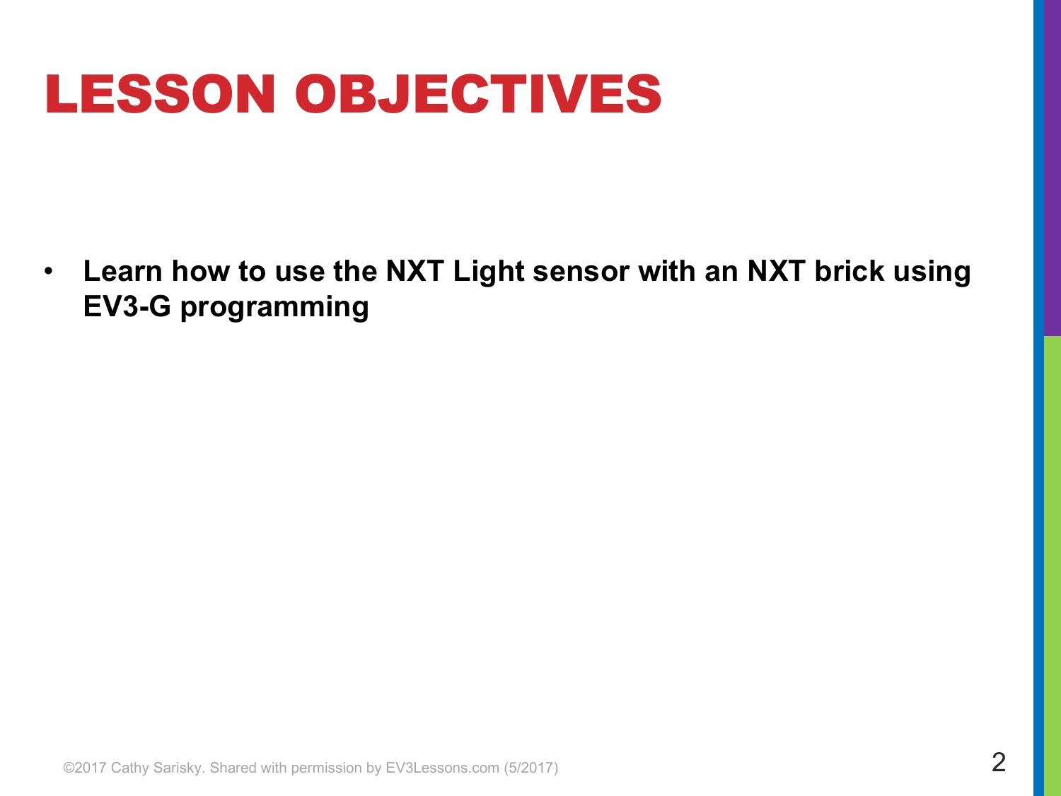# LESSON OBJECTIVES

- **Learn how to use the NXT Light sensor with an NXT brick using EV3-G programming**

©2017 Cathy Sarisky. Shared with permission by EV3Lessons.com (5/2017)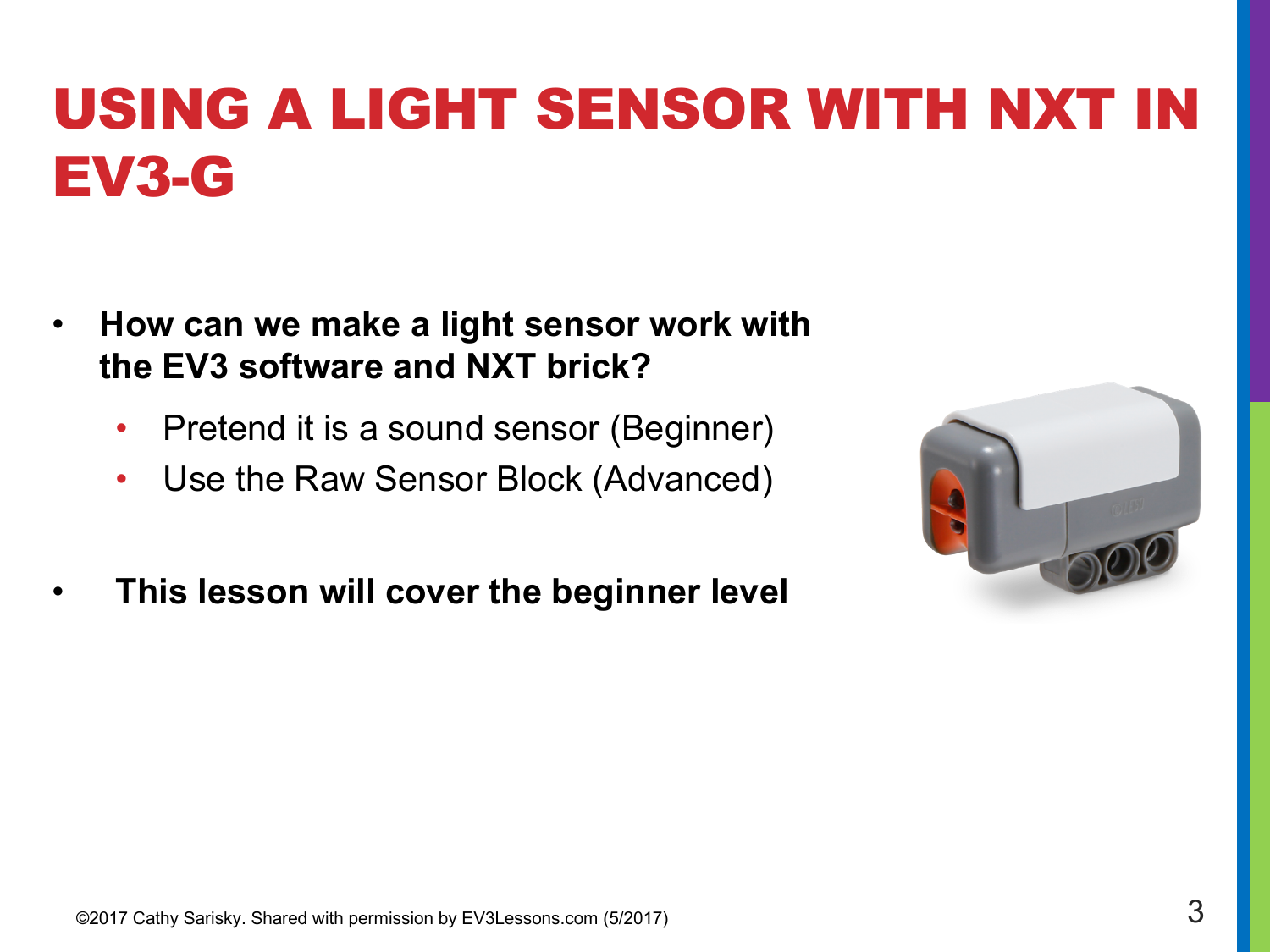# USING A LIGHT SENSOR WITH NXT IN EV3-G

- **How can we make a light sensor work with the EV3 software and NXT brick?**
  - Pretend it is a sound sensor (Beginner)
  - Use the Raw Sensor Block (Advanced)

- **This lesson will cover the beginner level**

©2017 Cathy Sarisky. Shared with permission by EV3Lessons.com (5/2017)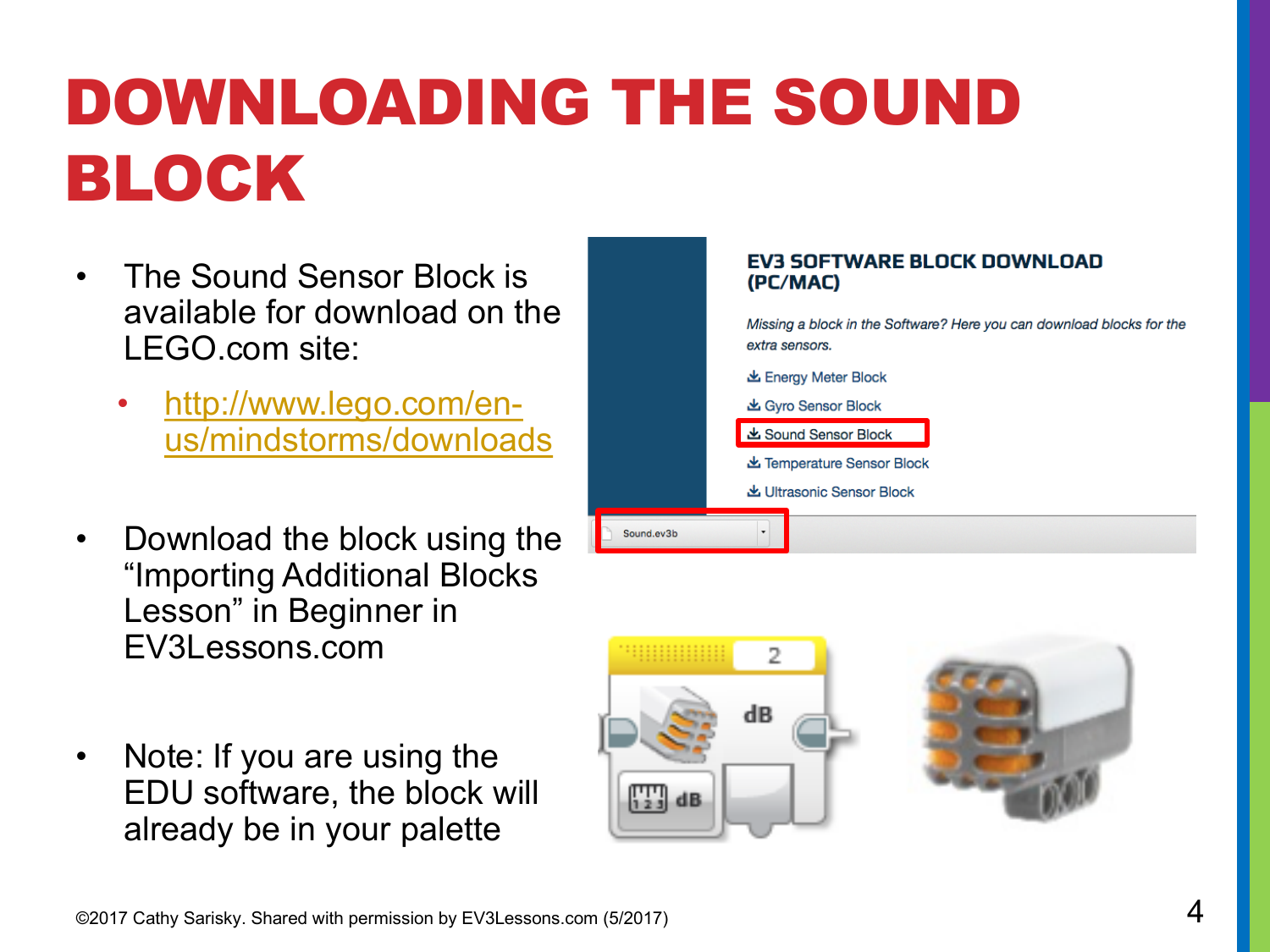# DOWNLOADING THE SOUND BLOCK

- The Sound Sensor Block is available for download on the LEGO.com site:
  - http://www.lego.com/en-us/mindstorms/downloads
- Download the block using the "Importing Additional Blocks Lesson" in Beginner in EV3Lessons.com
- Note: If you are using the EDU software, the block will already be in your palette

©2017 Cathy Sarisky. Shared with permission by EV3Lessons.com (5/2017)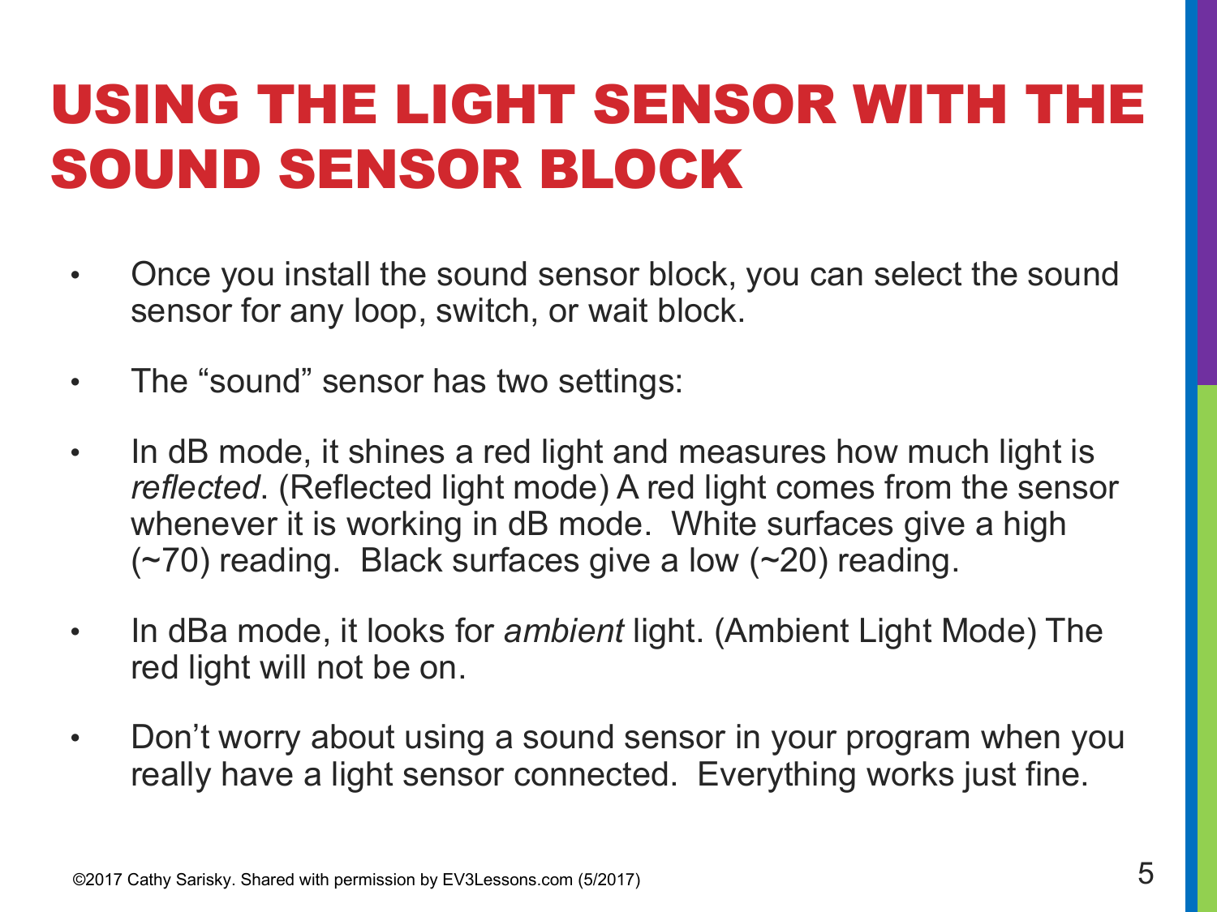# USING THE LIGHT SENSOR WITH THE SOUND SENSOR BLOCK

- Once you install the sound sensor block, you can select the sound sensor for any loop, switch, or wait block.
- The "sound" sensor has two settings:
- In dB mode, it shines a red light and measures how much light is *reflected*. (Reflected light mode) A red light comes from the sensor whenever it is working in dB mode. White surfaces give a high (~70) reading. Black surfaces give a low (~20) reading.
- In dBa mode, it looks for *ambient* light. (Ambient Light Mode) The red light will not be on.
- Don't worry about using a sound sensor in your program when you really have a light sensor connected. Everything works just fine.

©2017 Cathy Sarisky. Shared with permission by EV3Lessons.com (5/2017)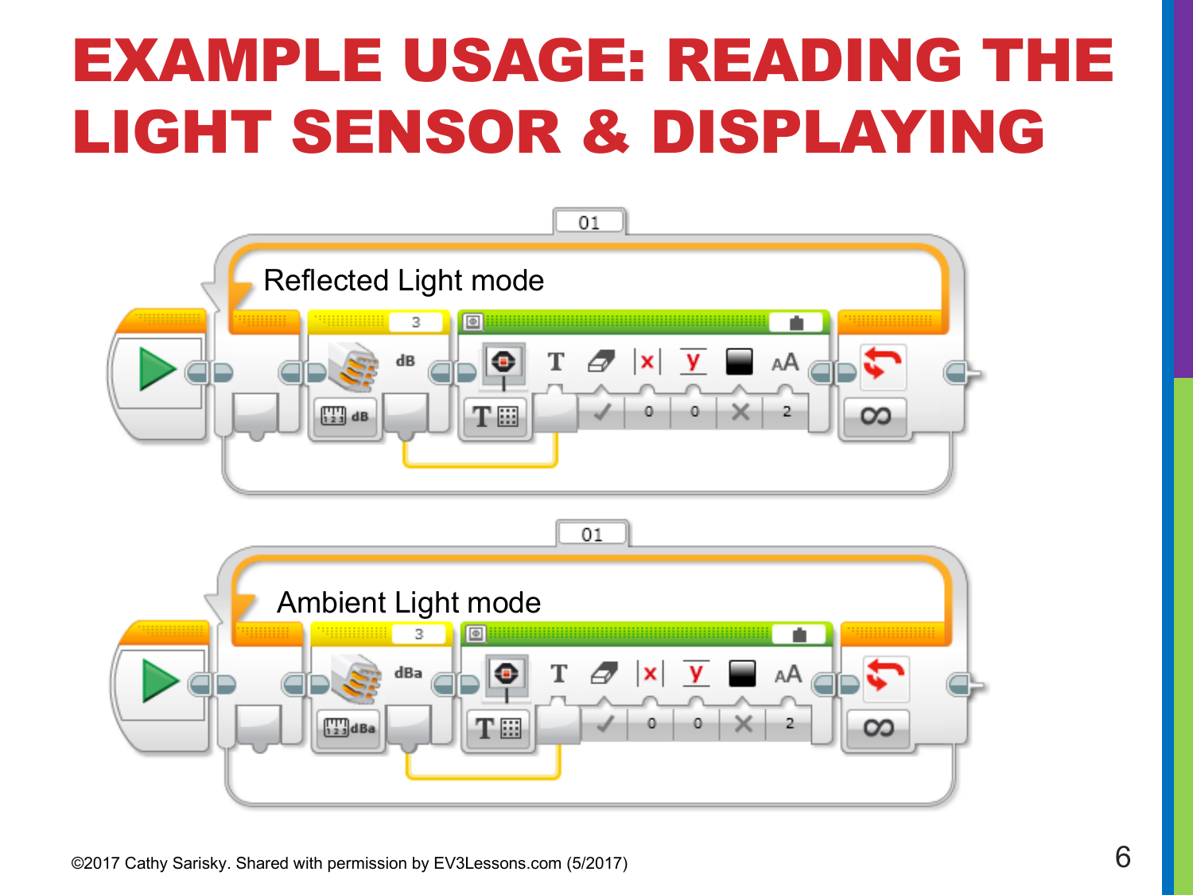# EXAMPLE USAGE: READING THE LIGHT SENSOR & DISPLAYING

Reflected Light mode

Ambient Light mode

©2017 Cathy Sarisky. Shared with permission by EV3Lessons.com (5/2017)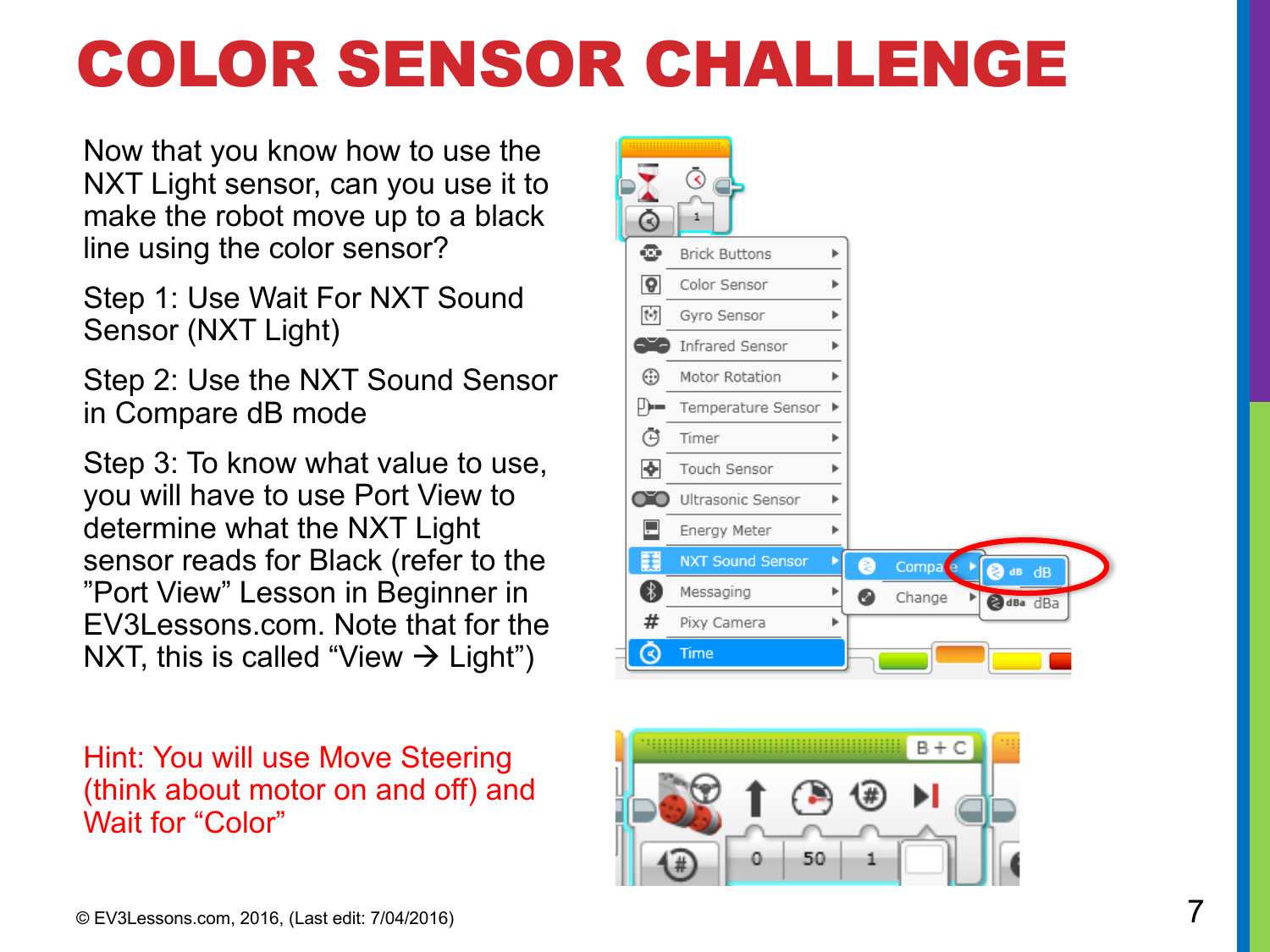# COLOR SENSOR CHALLENGE

Now that you know how to use the NXT Light sensor, can you use it to make the robot move up to a black line using the color sensor?

Step 1: Use Wait For NXT Sound Sensor (NXT Light)

Step 2: Use the NXT Sound Sensor in Compare dB mode

Step 3: To know what value to use, you will have to use Port View to determine what the NXT Light sensor reads for Black (refer to the "Port View" Lesson in Beginner in EV3Lessons.com. Note that for the NXT, this is called "View → Light")

Hint: You will use Move Steering (think about motor on and off) and Wait for "Color"

© EV3Lessons.com, 2016, (Last edit: 7/04/2016)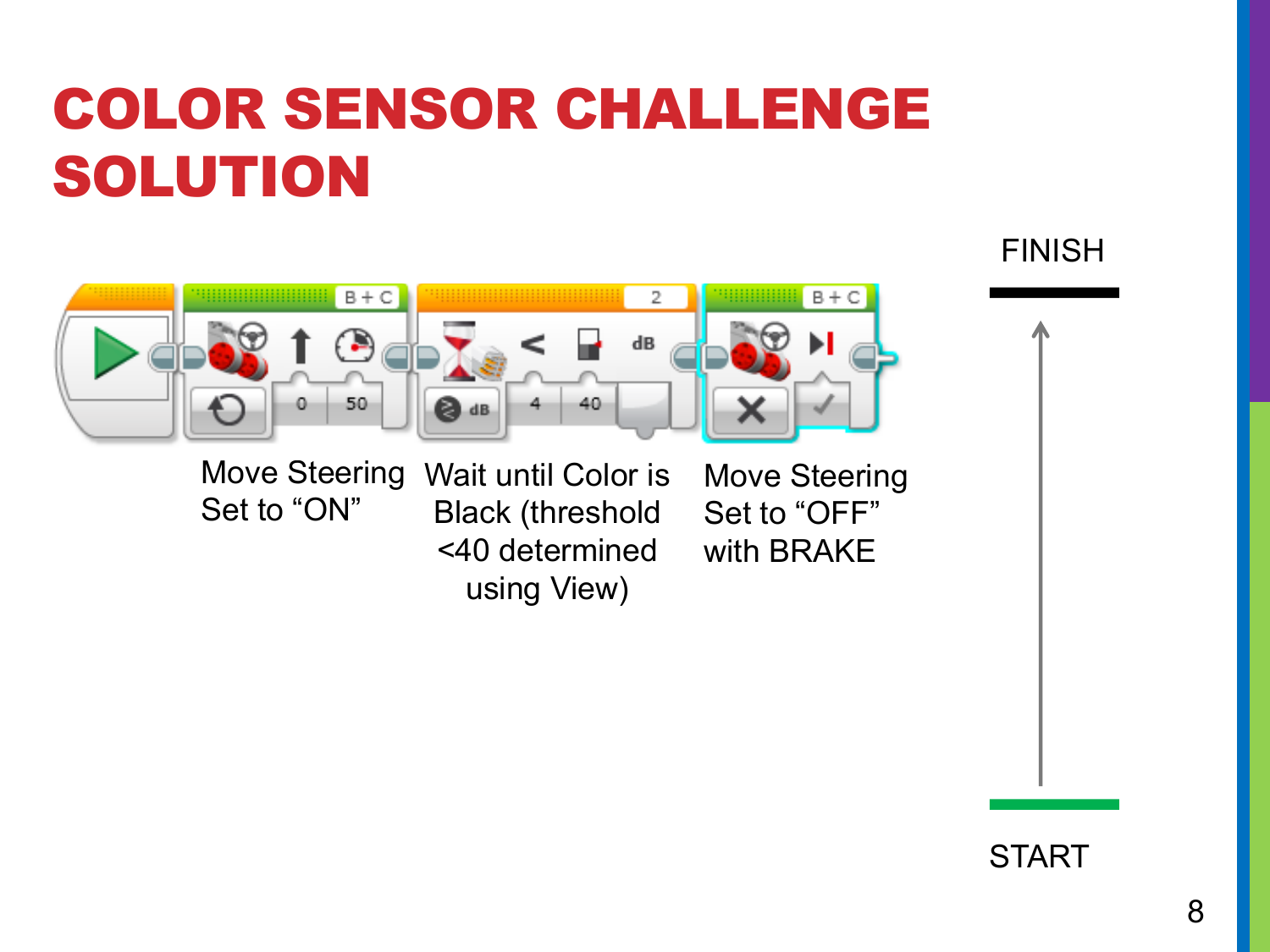# COLOR SENSOR CHALLENGE SOLUTION

Move Steering Set to "ON"

Wait until Color is Black (threshold <40 determined using View)

Move Steering Set to "OFF" with BRAKE

FINISH

START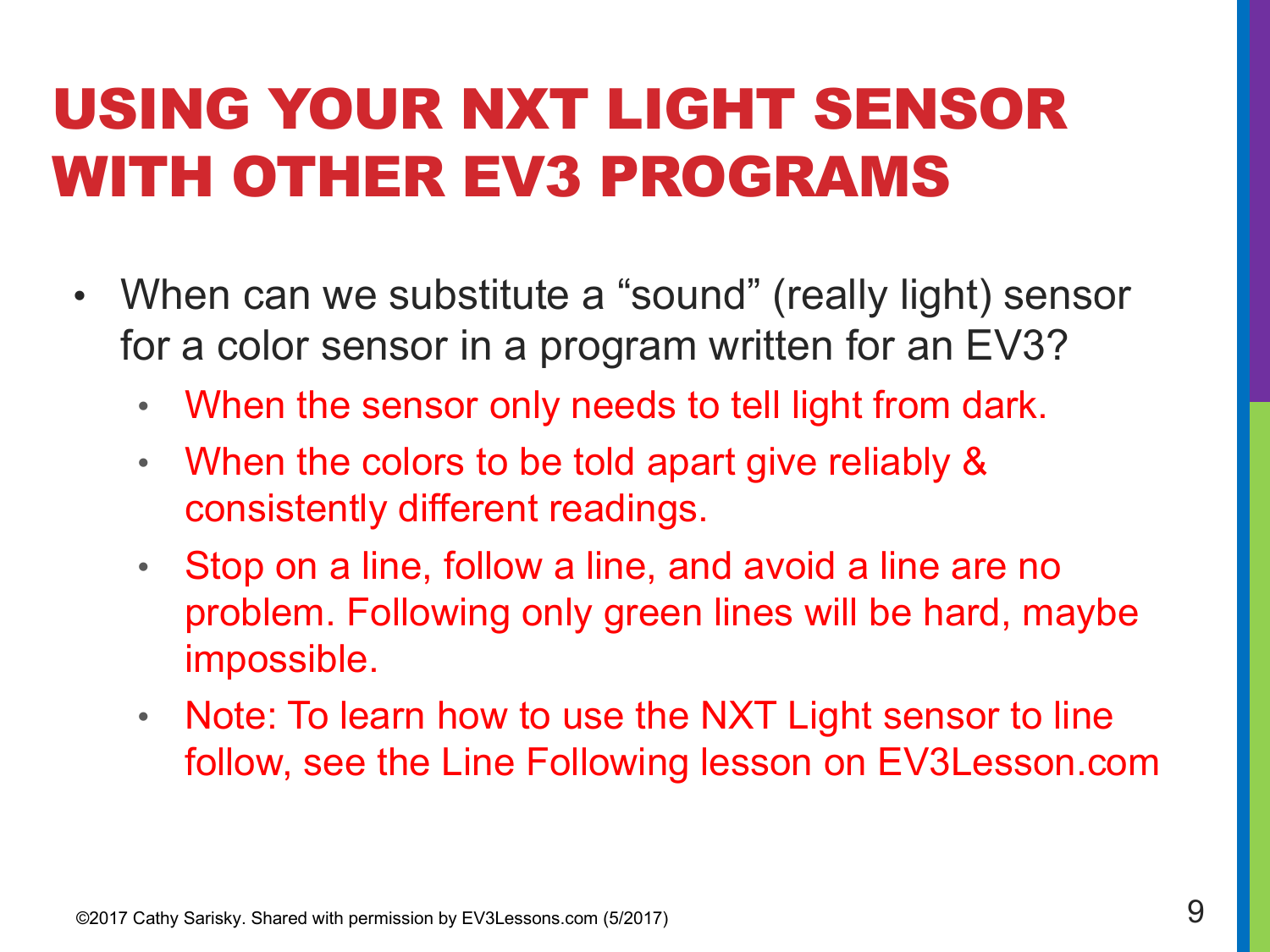# USING YOUR NXT LIGHT SENSOR WITH OTHER EV3 PROGRAMS

- When can we substitute a “sound” (really light) sensor for a color sensor in a program written for an EV3?
  - When the sensor only needs to tell light from dark.
  - When the colors to be told apart give reliably & consistently different readings.
  - Stop on a line, follow a line, and avoid a line are no problem. Following only green lines will be hard, maybe impossible.
  - Note: To learn how to use the NXT Light sensor to line follow, see the Line Following lesson on EV3Lesson.com

©2017 Cathy Sarisky. Shared with permission by EV3Lessons.com (5/2017)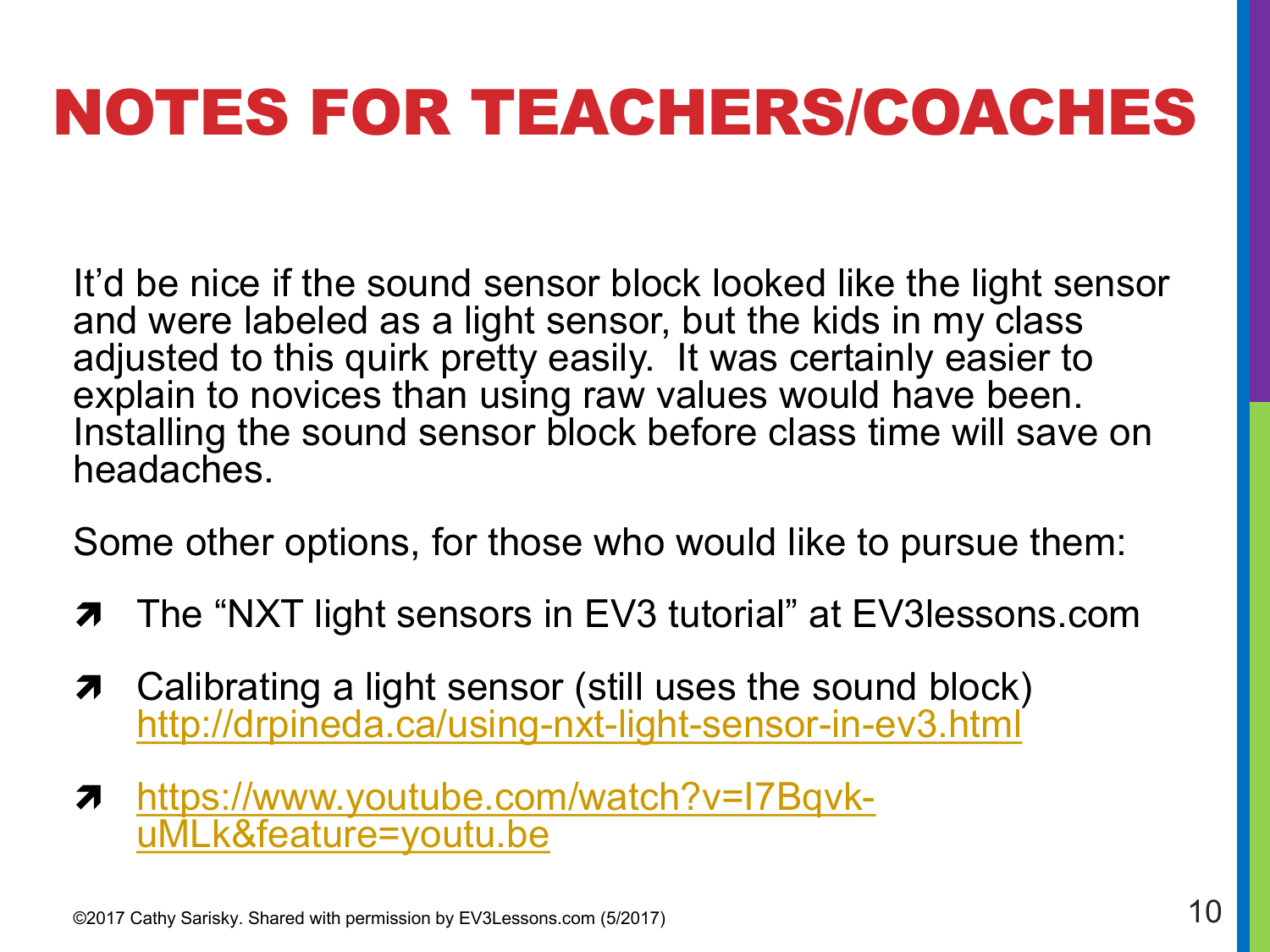# NOTES FOR TEACHERS/COACHES

It'd be nice if the sound sensor block looked like the light sensor and were labeled as a light sensor, but the kids in my class adjusted to this quirk pretty easily. It was certainly easier to explain to novices than using raw values would have been. Installing the sound sensor block before class time will save on headaches.

Some other options, for those who would like to pursue them:

- The "NXT light sensors in EV3 tutorial" at EV3lessons.com
- Calibrating a light sensor (still uses the sound block) http://drpineda.ca/using-nxt-light-sensor-in-ev3.html
- https://www.youtube.com/watch?v=I7Bqvk-uMLk&feature=youtu.be

©2017 Cathy Sarisky. Shared with permission by EV3Lessons.com (5/2017)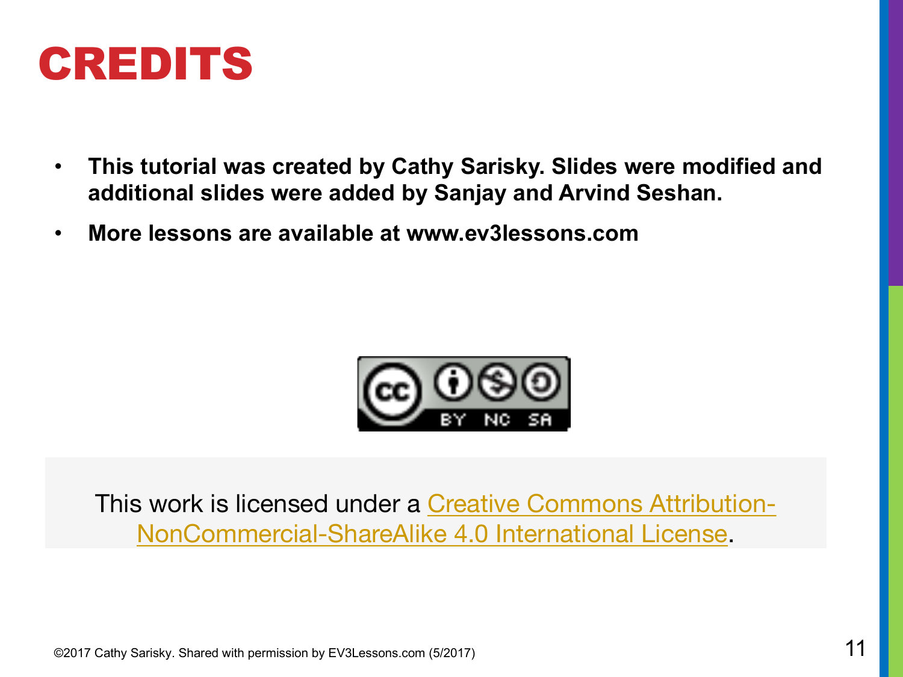# CREDITS

- **This tutorial was created by Cathy Sarisky. Slides were modified and additional slides were added by Sanjay and Arvind Seshan.**
- **More lessons are available at www.ev3lessons.com**

This work is licensed under a Creative Commons Attribution-NonCommercial-ShareAlike 4.0 International License.

©2017 Cathy Sarisky. Shared with permission by EV3Lessons.com (5/2017)